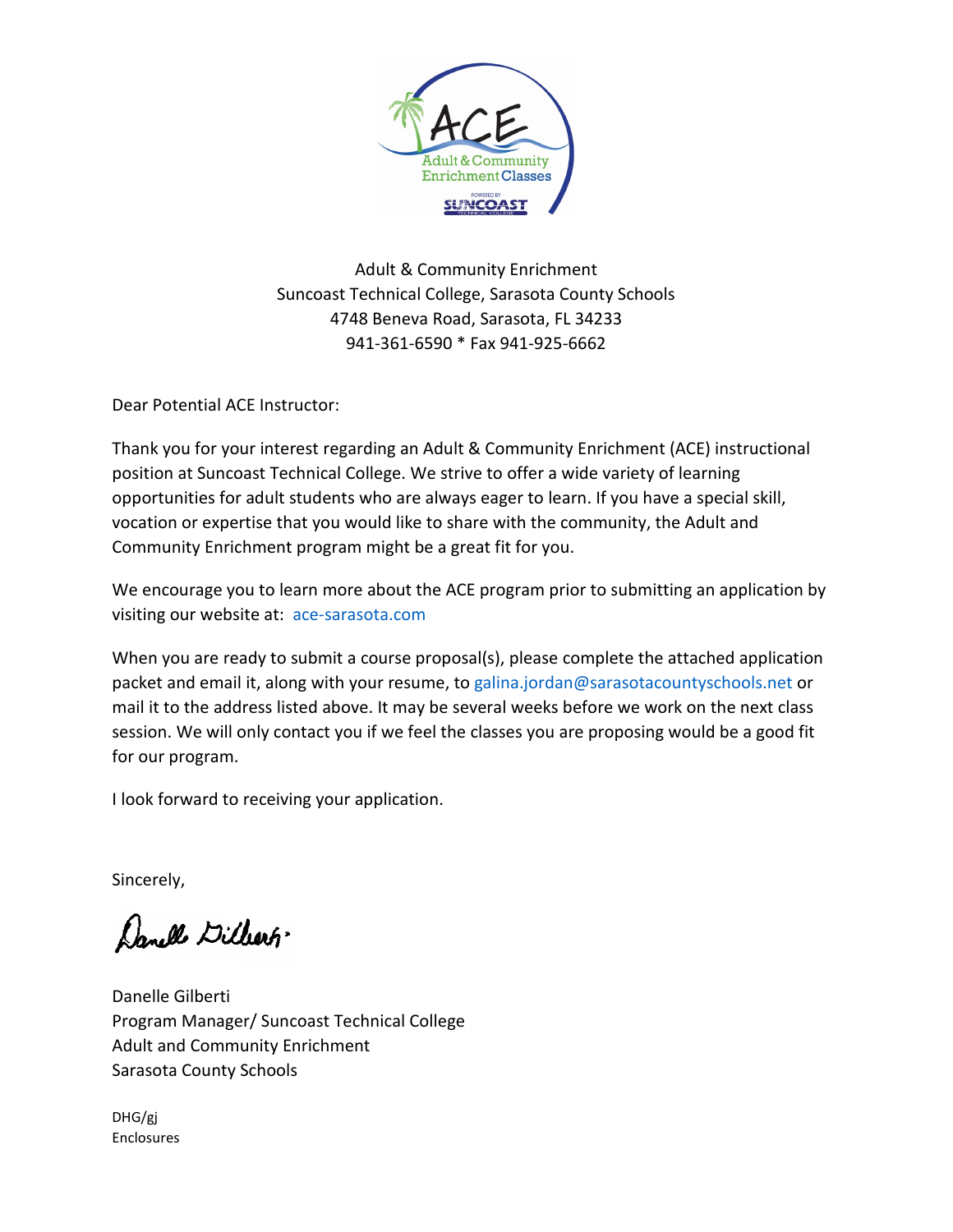Adult & Community Enrichment
Suncoast Technical College, Sarasota County Schools
4748 Beneva Road, Sarasota, FL 34233
941-361-6590 * Fax 941-925-6662

Dear Potential ACE Instructor:

Thank you for your interest regarding an Adult & Community Enrichment (ACE) instructional position at Suncoast Technical College. We strive to offer a wide variety of learning opportunities for adult students who are always eager to learn. If you have a special skill, vocation or expertise that you would like to share with the community, the Adult and Community Enrichment program might be a great fit for you.

We encourage you to learn more about the ACE program prior to submitting an application by visiting our website at: ace-sarasota.com

When you are ready to submit a course proposal(s), please complete the attached application packet and email it, along with your resume, to galina.jordan@sarasotacountyschools.net or mail it to the address listed above. It may be several weeks before we work on the next class session. We will only contact you if we feel the classes you are proposing would be a good fit for our program.

I look forward to receiving your application.

Sincerely,

Danelle Gilberti
Program Manager/ Suncoast Technical College
Adult and Community Enrichment
Sarasota County Schools

DHG/gj
Enclosures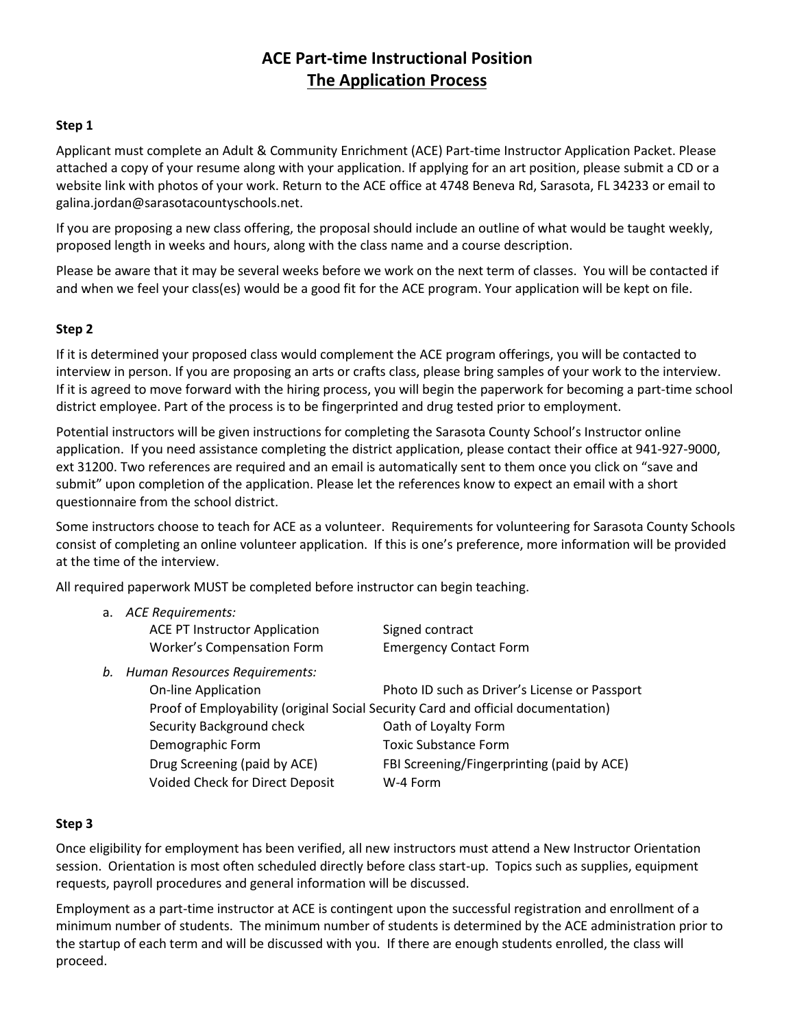# ACE Part-time Instructional Position

## The Application Process

### Step 1

Applicant must complete an Adult & Community Enrichment (ACE) Part-time Instructor Application Packet. Please attached a copy of your resume along with your application. If applying for an art position, please submit a CD or a website link with photos of your work. Return to the ACE office at 4748 Beneva Rd, Sarasota, FL 34233 or email to galina.jordan@sarasotacountyschools.net.

If you are proposing a new class offering, the proposal should include an outline of what would be taught weekly, proposed length in weeks and hours, along with the class name and a course description.

Please be aware that it may be several weeks before we work on the next term of classes. You will be contacted if and when we feel your class(es) would be a good fit for the ACE program. Your application will be kept on file.

### Step 2

If it is determined your proposed class would complement the ACE program offerings, you will be contacted to interview in person. If you are proposing an arts or crafts class, please bring samples of your work to the interview. If it is agreed to move forward with the hiring process, you will begin the paperwork for becoming a part-time school district employee. Part of the process is to be fingerprinted and drug tested prior to employment.

Potential instructors will be given instructions for completing the Sarasota County School's Instructor online application. If you need assistance completing the district application, please contact their office at 941-927-9000, ext 31200. Two references are required and an email is automatically sent to them once you click on "save and submit" upon completion of the application. Please let the references know to expect an email with a short questionnaire from the school district.

Some instructors choose to teach for ACE as a volunteer. Requirements for volunteering for Sarasota County Schools consist of completing an online volunteer application. If this is one's preference, more information will be provided at the time of the interview.

All required paperwork MUST be completed before instructor can begin teaching.

a. *ACE Requirements:*
   - ACE PT Instructor Application
   - Signed contract
   - Worker's Compensation Form
   - Emergency Contact Form

b. *Human Resources Requirements:*
   - On-line Application
   - Photo ID such as Driver's License or Passport
   - Proof of Employability (original Social Security Card and official documentation)
   - Security Background check
   - Oath of Loyalty Form
   - Demographic Form
   - Toxic Substance Form
   - Drug Screening (paid by ACE)
   - FBI Screening/Fingerprinting (paid by ACE)
   - Voided Check for Direct Deposit
   - W-4 Form

### Step 3

Once eligibility for employment has been verified, all new instructors must attend a New Instructor Orientation session. Orientation is most often scheduled directly before class start-up. Topics such as supplies, equipment requests, payroll procedures and general information will be discussed.

Employment as a part-time instructor at ACE is contingent upon the successful registration and enrollment of a minimum number of students. The minimum number of students is determined by the ACE administration prior to the startup of each term and will be discussed with you. If there are enough students enrolled, the class will proceed.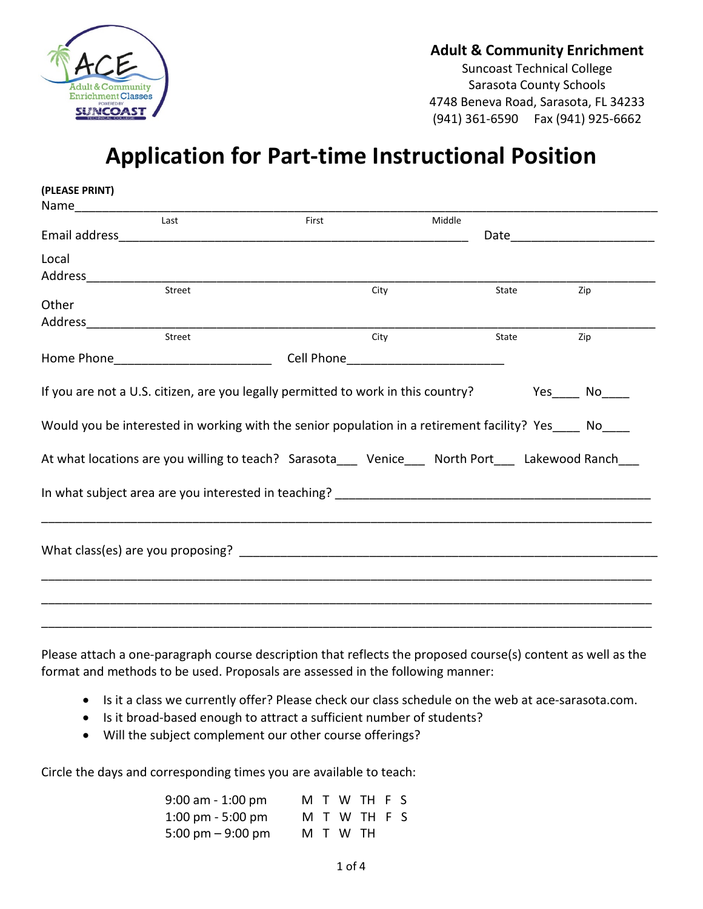**Adult & Community Enrichment**
Suncoast Technical College
Sarasota County Schools
4748 Beneva Road, Sarasota, FL 34233
(941) 361-6590 Fax (941) 925-6662

# Application for Part-time Instructional Position

**(PLEASE PRINT)**

Name_______________________________________________________________
Last First Middle

Email address_____________________________________________ Date____________________

Local Address_______________________________________________________________
Street City State Zip

Other Address_______________________________________________________________
Street City State Zip

Home Phone______________________ Cell Phone______________________

If you are not a U.S. citizen, are you legally permitted to work in this country? Yes____ No____

Would you be interested in working with the senior population in a retirement facility? Yes____ No____

At what locations are you willing to teach? Sarasota___ Venice___ North Port___ Lakewood Ranch___

In what subject area are you interested in teaching? ____________________________________________

_______________________________________________________________________________

What class(es) are you proposing? ______________________________________________________

_______________________________________________________________________________

_______________________________________________________________________________

_______________________________________________________________________________

Please attach a one-paragraph course description that reflects the proposed course(s) content as well as the format and methods to be used. Proposals are assessed in the following manner:

- Is it a class we currently offer? Please check our class schedule on the web at ace-sarasota.com.
- Is it broad-based enough to attract a sufficient number of students?
- Will the subject complement our other course offerings?

Circle the days and corresponding times you are available to teach:

| | |
|---|---|
| 9:00 am - 1:00 pm | M T W TH F S |
| 1:00 pm - 5:00 pm | M T W TH F S |
| 5:00 pm – 9:00 pm | M T W TH |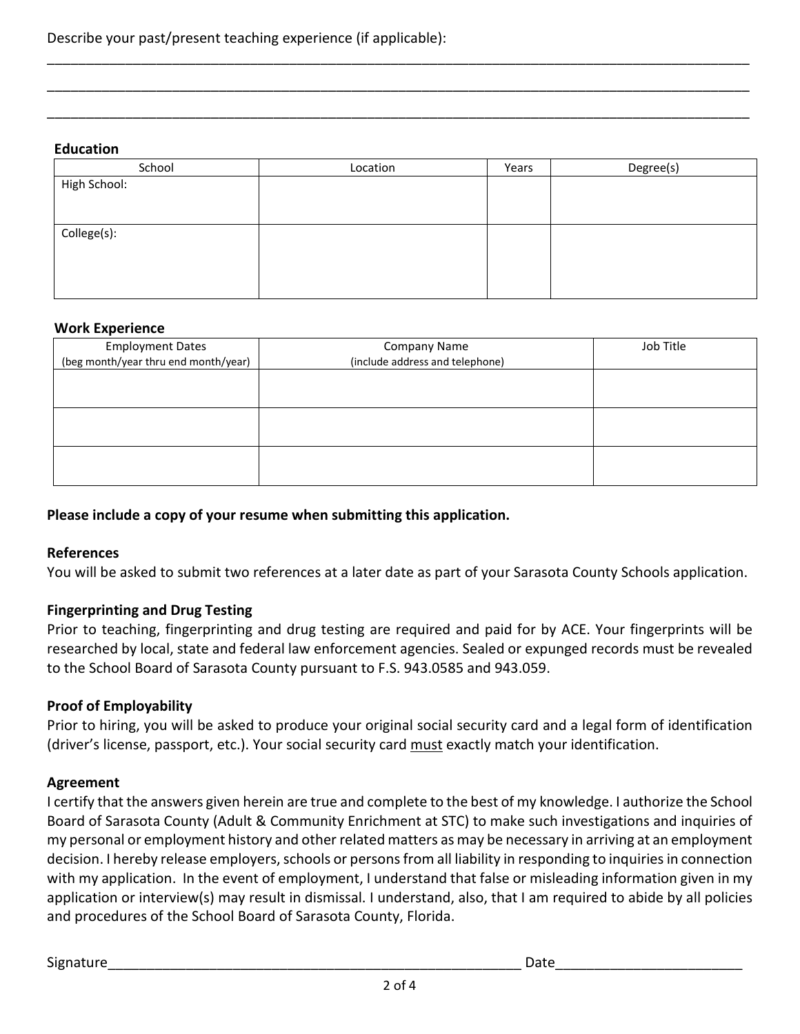Describe your past/present teaching experience (if applicable):

______________________________________________________________________________________

______________________________________________________________________________________

______________________________________________________________________________________

### Education

| School | Location | Years | Degree(s) |
|---|---|---|---|
| High School: | | | |
| College(s): | | | |

### Work Experience

| Employment Dates (beg month/year thru end month/year) | Company Name (include address and telephone) | Job Title |
|---|---|---|
| | | |
| | | |
| | | |

**Please include a copy of your resume when submitting this application.**

### References

You will be asked to submit two references at a later date as part of your Sarasota County Schools application.

### Fingerprinting and Drug Testing

Prior to teaching, fingerprinting and drug testing are required and paid for by ACE. Your fingerprints will be researched by local, state and federal law enforcement agencies. Sealed or expunged records must be revealed to the School Board of Sarasota County pursuant to F.S. 943.0585 and 943.059.

### Proof of Employability

Prior to hiring, you will be asked to produce your original social security card and a legal form of identification (driver's license, passport, etc.). Your social security card <u>must</u> exactly match your identification.

### Agreement

I certify that the answers given herein are true and complete to the best of my knowledge. I authorize the School Board of Sarasota County (Adult & Community Enrichment at STC) to make such investigations and inquiries of my personal or employment history and other related matters as may be necessary in arriving at an employment decision. I hereby release employers, schools or persons from all liability in responding to inquiries in connection with my application. In the event of employment, I understand that false or misleading information given in my application or interview(s) may result in dismissal. I understand, also, that I am required to abide by all policies and procedures of the School Board of Sarasota County, Florida.

Signature______________________________________________________ Date______________________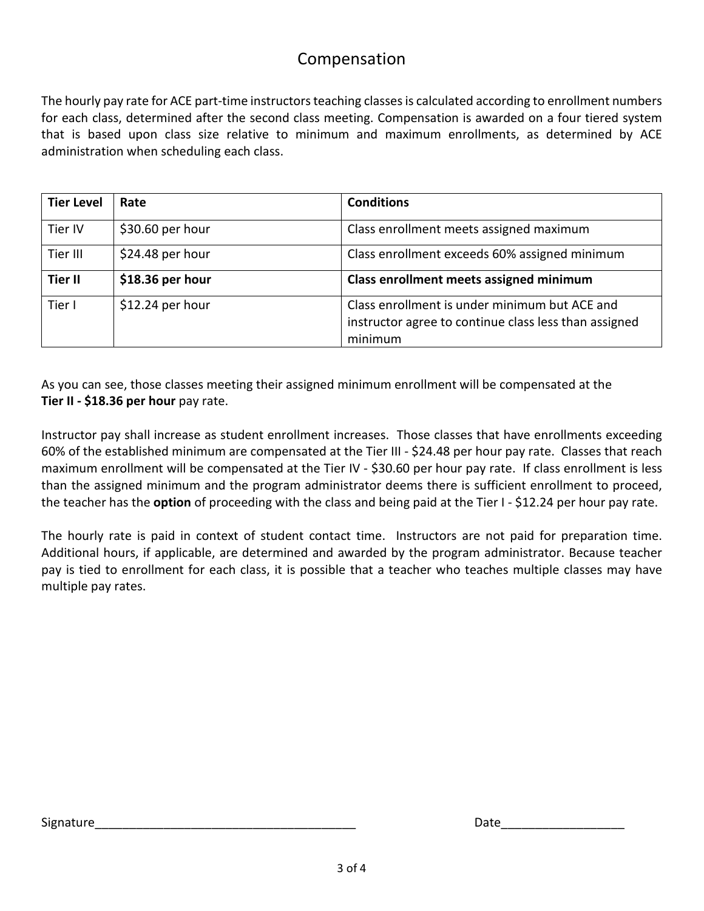# Compensation

The hourly pay rate for ACE part-time instructors teaching classes is calculated according to enrollment numbers for each class, determined after the second class meeting. Compensation is awarded on a four tiered system that is based upon class size relative to minimum and maximum enrollments, as determined by ACE administration when scheduling each class.

| Tier Level | Rate | Conditions |
|---|---|---|
| Tier IV | $30.60 per hour | Class enrollment meets assigned maximum |
| Tier III | $24.48 per hour | Class enrollment exceeds 60% assigned minimum |
| **Tier II** | **$18.36 per hour** | **Class enrollment meets assigned minimum** |
| Tier I | $12.24 per hour | Class enrollment is under minimum but ACE and instructor agree to continue class less than assigned minimum |

As you can see, those classes meeting their assigned minimum enrollment will be compensated at the **Tier II - $18.36 per hour** pay rate.

Instructor pay shall increase as student enrollment increases. Those classes that have enrollments exceeding 60% of the established minimum are compensated at the Tier III - $24.48 per hour pay rate. Classes that reach maximum enrollment will be compensated at the Tier IV - $30.60 per hour pay rate. If class enrollment is less than the assigned minimum and the program administrator deems there is sufficient enrollment to proceed, the teacher has the **option** of proceeding with the class and being paid at the Tier I - $12.24 per hour pay rate.

The hourly rate is paid in context of student contact time. Instructors are not paid for preparation time. Additional hours, if applicable, are determined and awarded by the program administrator. Because teacher pay is tied to enrollment for each class, it is possible that a teacher who teaches multiple classes may have multiple pay rates.

Signature_______________________________________ Date__________________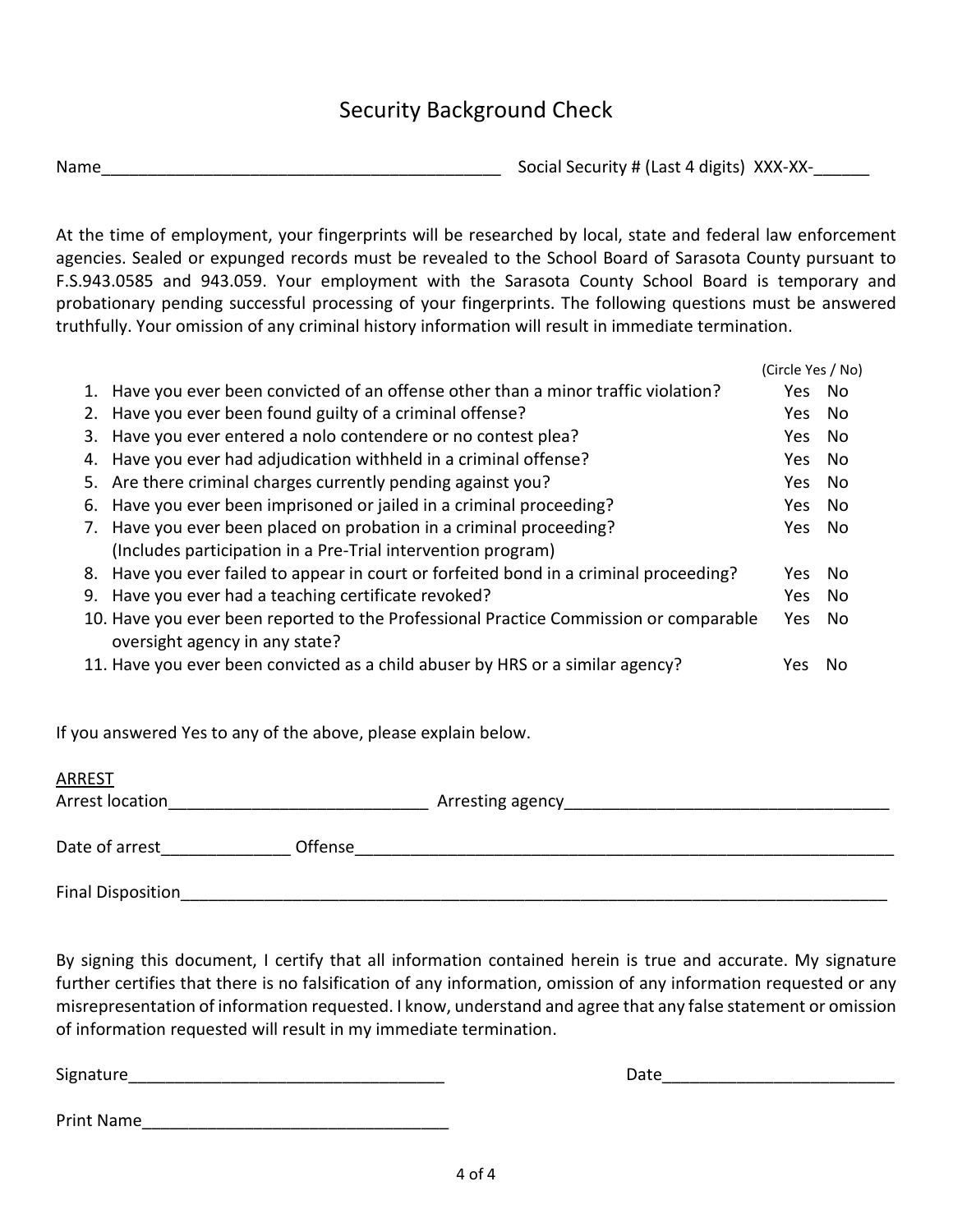# Security Background Check

Name_____________________________________________ Social Security # (Last 4 digits) XXX-XX-______

At the time of employment, your fingerprints will be researched by local, state and federal law enforcement agencies. Sealed or expunged records must be revealed to the School Board of Sarasota County pursuant to F.S.943.0585 and 943.059. Your employment with the Sarasota County School Board is temporary and probationary pending successful processing of your fingerprints. The following questions must be answered truthfully. Your omission of any criminal history information will result in immediate termination.

| | (Circle Yes / No) |
|---|---|
| 1. Have you ever been convicted of an offense other than a minor traffic violation? | Yes No |
| 2. Have you ever been found guilty of a criminal offense? | Yes No |
| 3. Have you ever entered a nolo contendere or no contest plea? | Yes No |
| 4. Have you ever had adjudication withheld in a criminal offense? | Yes No |
| 5. Are there criminal charges currently pending against you? | Yes No |
| 6. Have you ever been imprisoned or jailed in a criminal proceeding? | Yes No |
| 7. Have you ever been placed on probation in a criminal proceeding? (Includes participation in a Pre-Trial intervention program) | Yes No |
| 8. Have you ever failed to appear in court or forfeited bond in a criminal proceeding? | Yes No |
| 9. Have you ever had a teaching certificate revoked? | Yes No |
| 10. Have you ever been reported to the Professional Practice Commission or comparable oversight agency in any state? | Yes No |
| 11. Have you ever been convicted as a child abuser by HRS or a similar agency? | Yes No |

If you answered Yes to any of the above, please explain below.

ARREST

Arrest location____________________________ Arresting agency___________________________________

Date of arrest______________ Offense____________________________________________________________

Final Disposition___________________________________________________________________________

By signing this document, I certify that all information contained herein is true and accurate. My signature further certifies that there is no falsification of any information, omission of any information requested or any misrepresentation of information requested. I know, understand and agree that any false statement or omission of information requested will result in my immediate termination.

Signature__________________________________ Date_________________________

Print Name_________________________________